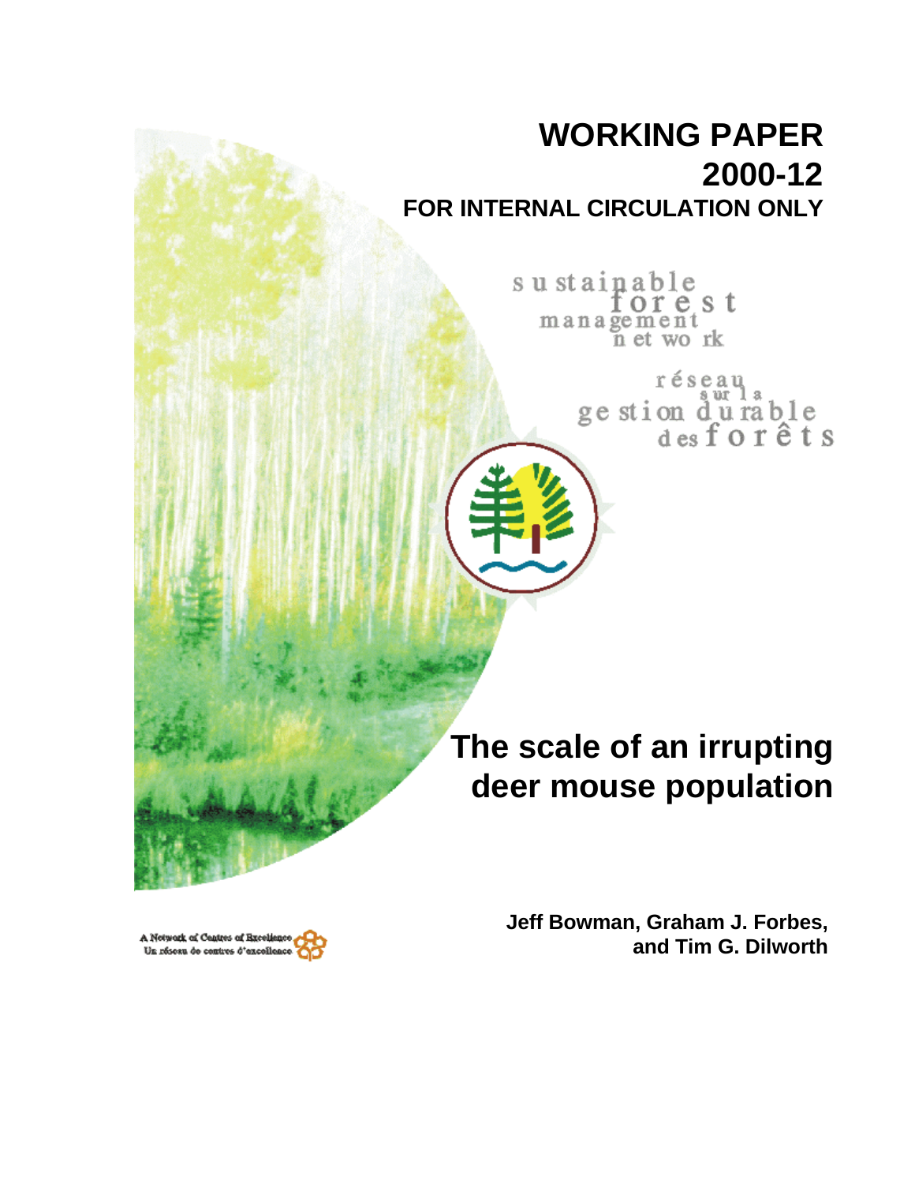# WORKING PAPER 2000-12

**FOR INTERNAL CIRCULATION ONLY**

sustainable forest management network

réseau sur la gestion durable des forêts

# The scale of an irrupting deer mouse population

**Jeff Bowman, Graham J. Forbes, and Tim G. Dilworth**

A Network of Centres of Excellence
Un réseau de centres d'excellence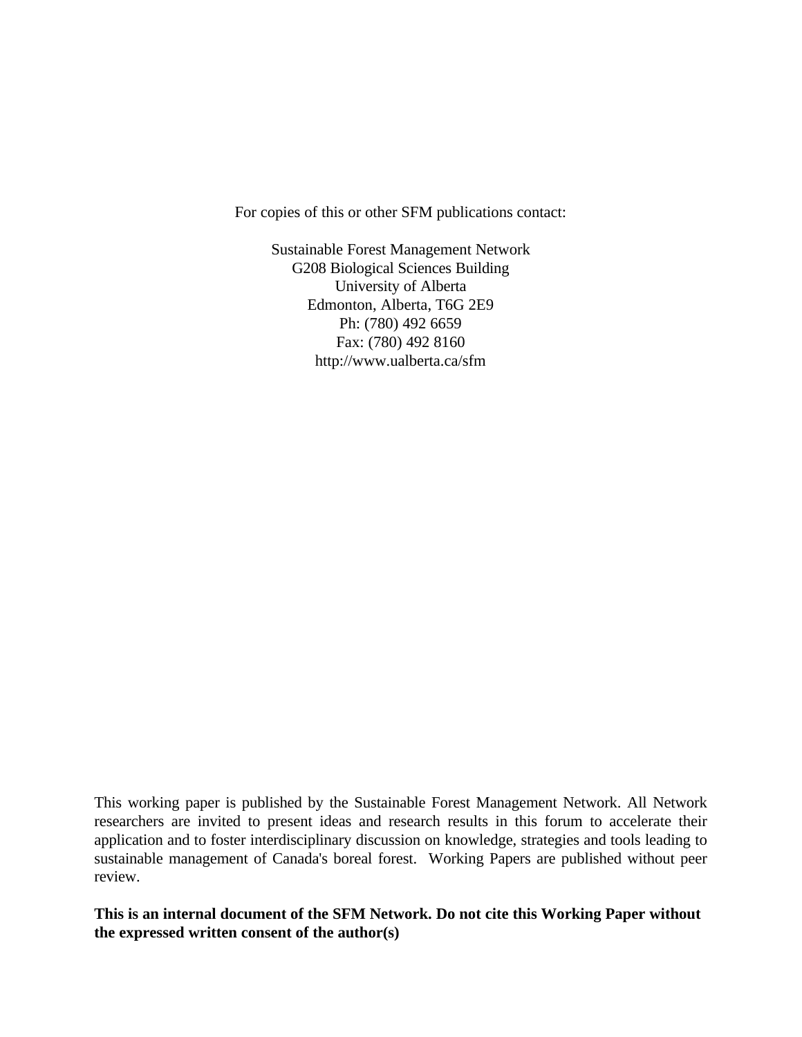For copies of this or other SFM publications contact:

Sustainable Forest Management Network
G208 Biological Sciences Building
University of Alberta
Edmonton, Alberta, T6G 2E9
Ph: (780) 492 6659
Fax: (780) 492 8160
http://www.ualberta.ca/sfm

This working paper is published by the Sustainable Forest Management Network. All Network researchers are invited to present ideas and research results in this forum to accelerate their application and to foster interdisciplinary discussion on knowledge, strategies and tools leading to sustainable management of Canada's boreal forest. Working Papers are published without peer review.

**This is an internal document of the SFM Network. Do not cite this Working Paper without the expressed written consent of the author(s)**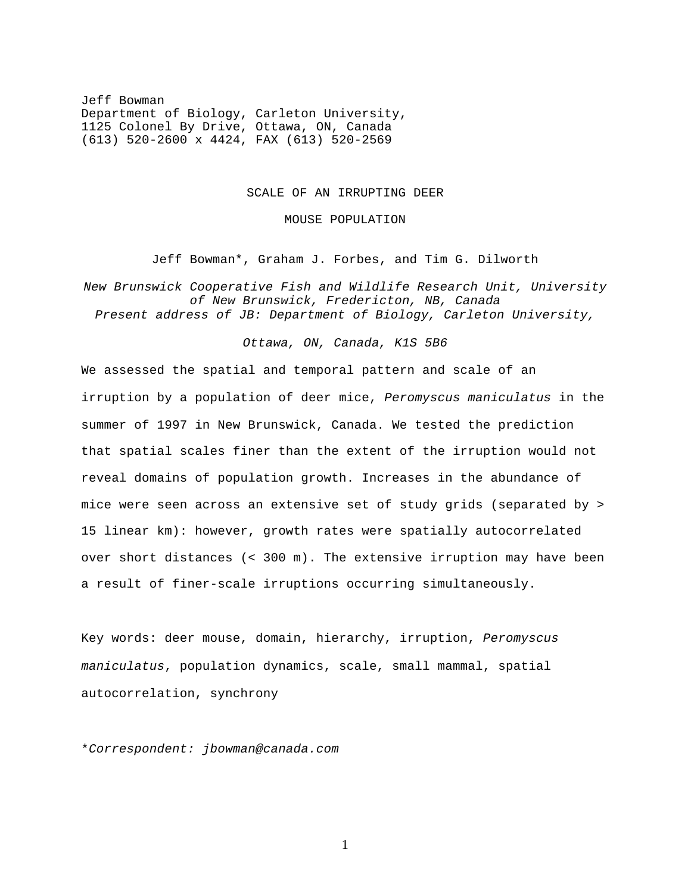Jeff Bowman
Department of Biology, Carleton University,
1125 Colonel By Drive, Ottawa, ON, Canada
(613) 520-2600 x 4424, FAX (613) 520-2569

# SCALE OF AN IRRUPTING DEER MOUSE POPULATION

Jeff Bowman*, Graham J. Forbes, and Tim G. Dilworth

*New Brunswick Cooperative Fish and Wildlife Research Unit, University of New Brunswick, Fredericton, NB, Canada*
*Present address of JB: Department of Biology, Carleton University, Ottawa, ON, Canada, K1S 5B6*

We assessed the spatial and temporal pattern and scale of an irruption by a population of deer mice, *Peromyscus maniculatus* in the summer of 1997 in New Brunswick, Canada. We tested the prediction that spatial scales finer than the extent of the irruption would not reveal domains of population growth. Increases in the abundance of mice were seen across an extensive set of study grids (separated by > 15 linear km): however, growth rates were spatially autocorrelated over short distances (< 300 m). The extensive irruption may have been a result of finer-scale irruptions occurring simultaneously.

Key words: deer mouse, domain, hierarchy, irruption, *Peromyscus maniculatus*, population dynamics, scale, small mammal, spatial autocorrelation, synchrony

**Correspondent: jbowman@canada.com*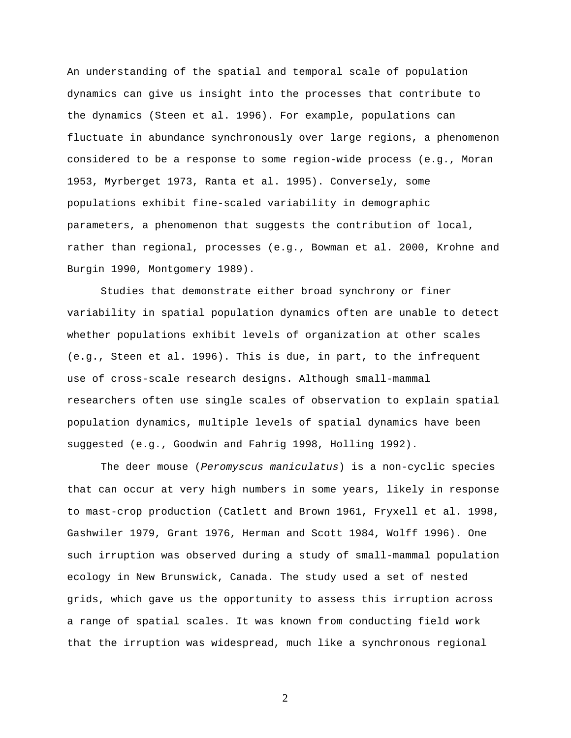An understanding of the spatial and temporal scale of population dynamics can give us insight into the processes that contribute to the dynamics (Steen et al. 1996). For example, populations can fluctuate in abundance synchronously over large regions, a phenomenon considered to be a response to some region-wide process (e.g., Moran 1953, Myrberget 1973, Ranta et al. 1995). Conversely, some populations exhibit fine-scaled variability in demographic parameters, a phenomenon that suggests the contribution of local, rather than regional, processes (e.g., Bowman et al. 2000, Krohne and Burgin 1990, Montgomery 1989).

Studies that demonstrate either broad synchrony or finer variability in spatial population dynamics often are unable to detect whether populations exhibit levels of organization at other scales (e.g., Steen et al. 1996). This is due, in part, to the infrequent use of cross-scale research designs. Although small-mammal researchers often use single scales of observation to explain spatial population dynamics, multiple levels of spatial dynamics have been suggested (e.g., Goodwin and Fahrig 1998, Holling 1992).

The deer mouse (*Peromyscus maniculatus*) is a non-cyclic species that can occur at very high numbers in some years, likely in response to mast-crop production (Catlett and Brown 1961, Fryxell et al. 1998, Gashwiler 1979, Grant 1976, Herman and Scott 1984, Wolff 1996). One such irruption was observed during a study of small-mammal population ecology in New Brunswick, Canada. The study used a set of nested grids, which gave us the opportunity to assess this irruption across a range of spatial scales. It was known from conducting field work that the irruption was widespread, much like a synchronous regional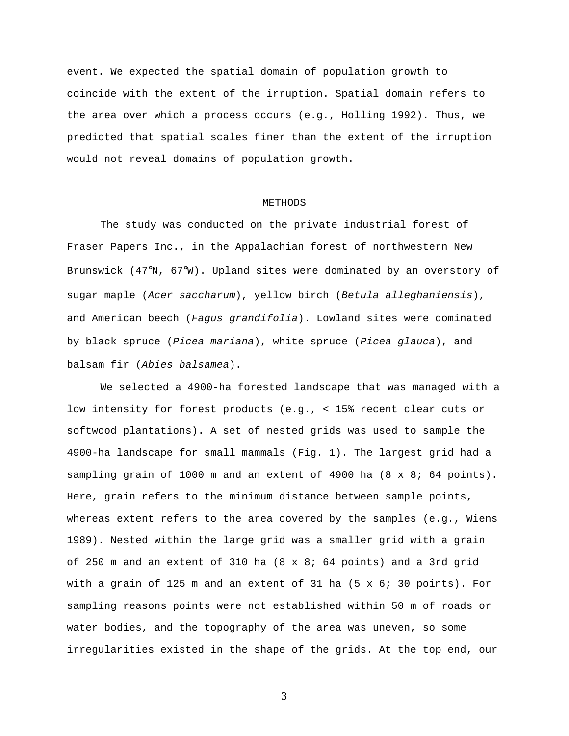event. We expected the spatial domain of population growth to coincide with the extent of the irruption. Spatial domain refers to the area over which a process occurs (e.g., Holling 1992). Thus, we predicted that spatial scales finer than the extent of the irruption would not reveal domains of population growth.

## METHODS

The study was conducted on the private industrial forest of Fraser Papers Inc., in the Appalachian forest of northwestern New Brunswick (47°N, 67°W). Upland sites were dominated by an overstory of sugar maple (*Acer saccharum*), yellow birch (*Betula alleghaniensis*), and American beech (*Fagus grandifolia*). Lowland sites were dominated by black spruce (*Picea mariana*), white spruce (*Picea glauca*), and balsam fir (*Abies balsamea*).

We selected a 4900-ha forested landscape that was managed with a low intensity for forest products (e.g., < 15% recent clear cuts or softwood plantations). A set of nested grids was used to sample the 4900-ha landscape for small mammals (Fig. 1). The largest grid had a sampling grain of 1000 m and an extent of 4900 ha (8 x 8; 64 points). Here, grain refers to the minimum distance between sample points, whereas extent refers to the area covered by the samples (e.g., Wiens 1989). Nested within the large grid was a smaller grid with a grain of 250 m and an extent of 310 ha (8 x 8; 64 points) and a 3rd grid with a grain of 125 m and an extent of 31 ha (5 x 6; 30 points). For sampling reasons points were not established within 50 m of roads or water bodies, and the topography of the area was uneven, so some irregularities existed in the shape of the grids. At the top end, our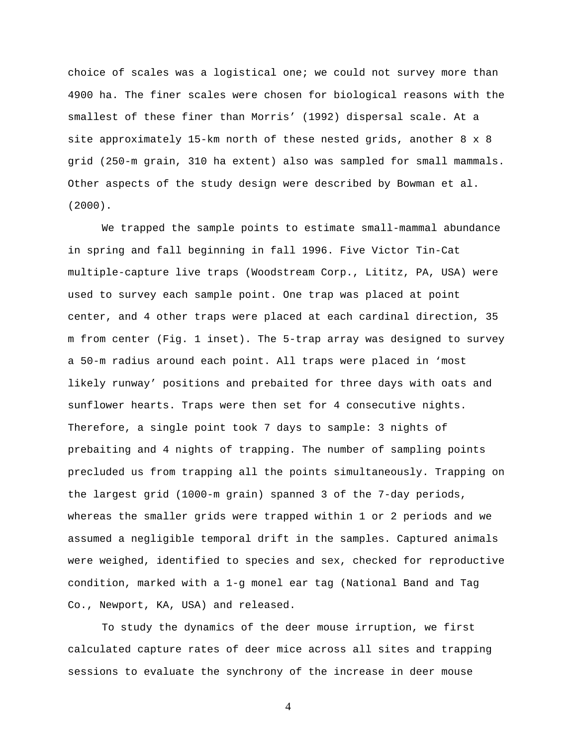choice of scales was a logistical one; we could not survey more than 4900 ha. The finer scales were chosen for biological reasons with the smallest of these finer than Morris' (1992) dispersal scale. At a site approximately 15-km north of these nested grids, another 8 x 8 grid (250-m grain, 310 ha extent) also was sampled for small mammals. Other aspects of the study design were described by Bowman et al. (2000).

We trapped the sample points to estimate small-mammal abundance in spring and fall beginning in fall 1996. Five Victor Tin-Cat multiple-capture live traps (Woodstream Corp., Lititz, PA, USA) were used to survey each sample point. One trap was placed at point center, and 4 other traps were placed at each cardinal direction, 35 m from center (Fig. 1 inset). The 5-trap array was designed to survey a 50-m radius around each point. All traps were placed in 'most likely runway' positions and prebaited for three days with oats and sunflower hearts. Traps were then set for 4 consecutive nights. Therefore, a single point took 7 days to sample: 3 nights of prebaiting and 4 nights of trapping. The number of sampling points precluded us from trapping all the points simultaneously. Trapping on the largest grid (1000-m grain) spanned 3 of the 7-day periods, whereas the smaller grids were trapped within 1 or 2 periods and we assumed a negligible temporal drift in the samples. Captured animals were weighed, identified to species and sex, checked for reproductive condition, marked with a 1-g monel ear tag (National Band and Tag Co., Newport, KA, USA) and released.

To study the dynamics of the deer mouse irruption, we first calculated capture rates of deer mice across all sites and trapping sessions to evaluate the synchrony of the increase in deer mouse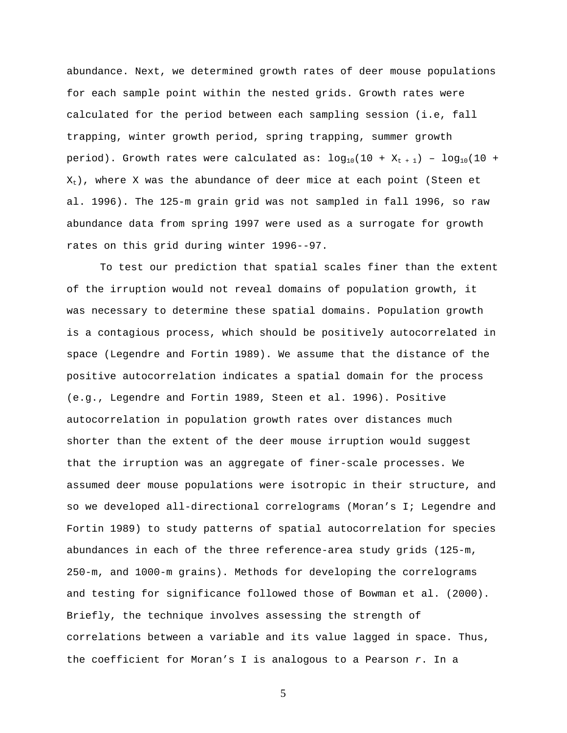abundance. Next, we determined growth rates of deer mouse populations for each sample point within the nested grids. Growth rates were calculated for the period between each sampling session (i.e, fall trapping, winter growth period, spring trapping, summer growth period). Growth rates were calculated as: $\log_{10}(10 + X_{t+1}) - \log_{10}(10 + X_t)$, where X was the abundance of deer mice at each point (Steen et al. 1996). The 125-m grain grid was not sampled in fall 1996, so raw abundance data from spring 1997 were used as a surrogate for growth rates on this grid during winter 1996--97.

To test our prediction that spatial scales finer than the extent of the irruption would not reveal domains of population growth, it was necessary to determine these spatial domains. Population growth is a contagious process, which should be positively autocorrelated in space (Legendre and Fortin 1989). We assume that the distance of the positive autocorrelation indicates a spatial domain for the process (e.g., Legendre and Fortin 1989, Steen et al. 1996). Positive autocorrelation in population growth rates over distances much shorter than the extent of the deer mouse irruption would suggest that the irruption was an aggregate of finer-scale processes. We assumed deer mouse populations were isotropic in their structure, and so we developed all-directional correlograms (Moran's I; Legendre and Fortin 1989) to study patterns of spatial autocorrelation for species abundances in each of the three reference-area study grids (125-m, 250-m, and 1000-m grains). Methods for developing the correlograms and testing for significance followed those of Bowman et al. (2000). Briefly, the technique involves assessing the strength of correlations between a variable and its value lagged in space. Thus, the coefficient for Moran's I is analogous to a Pearson *r*. In a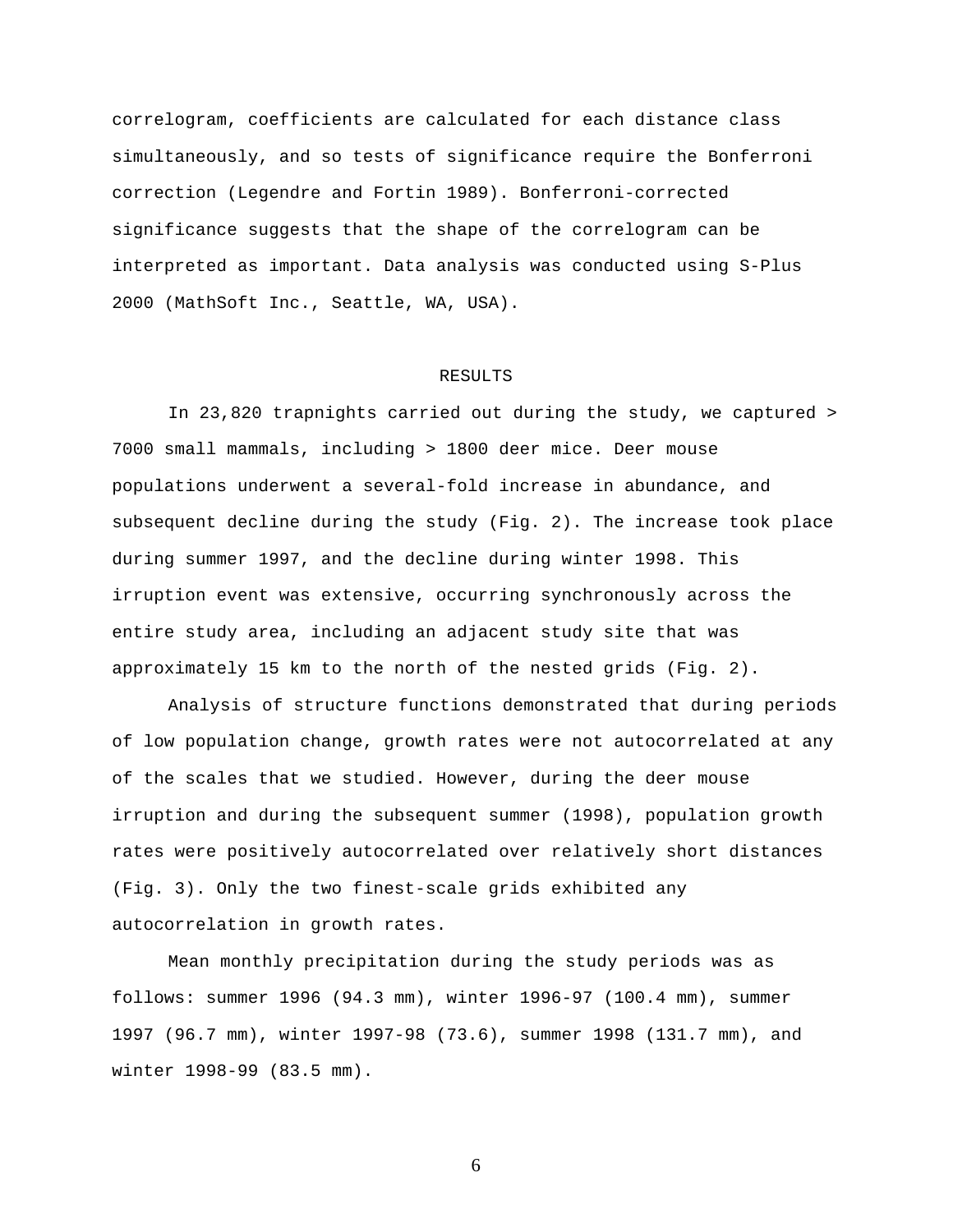correlogram, coefficients are calculated for each distance class simultaneously, and so tests of significance require the Bonferroni correction (Legendre and Fortin 1989). Bonferroni-corrected significance suggests that the shape of the correlogram can be interpreted as important. Data analysis was conducted using S-Plus 2000 (MathSoft Inc., Seattle, WA, USA).

## RESULTS

In 23,820 trapnights carried out during the study, we captured > 7000 small mammals, including > 1800 deer mice. Deer mouse populations underwent a several-fold increase in abundance, and subsequent decline during the study (Fig. 2). The increase took place during summer 1997, and the decline during winter 1998. This irruption event was extensive, occurring synchronously across the entire study area, including an adjacent study site that was approximately 15 km to the north of the nested grids (Fig. 2).

Analysis of structure functions demonstrated that during periods of low population change, growth rates were not autocorrelated at any of the scales that we studied. However, during the deer mouse irruption and during the subsequent summer (1998), population growth rates were positively autocorrelated over relatively short distances (Fig. 3). Only the two finest-scale grids exhibited any autocorrelation in growth rates.

Mean monthly precipitation during the study periods was as follows: summer 1996 (94.3 mm), winter 1996-97 (100.4 mm), summer 1997 (96.7 mm), winter 1997-98 (73.6), summer 1998 (131.7 mm), and winter 1998-99 (83.5 mm).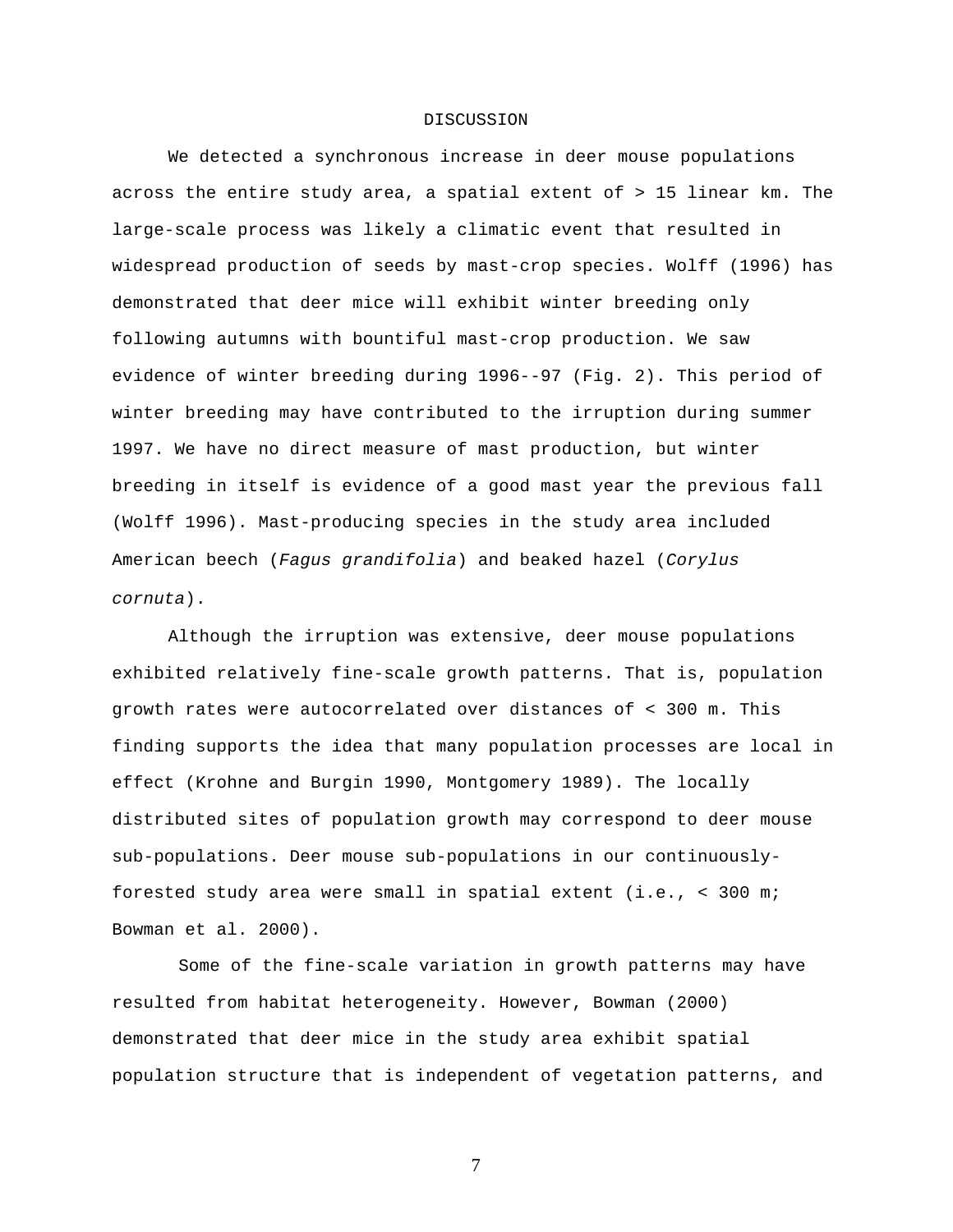# DISCUSSION

We detected a synchronous increase in deer mouse populations across the entire study area, a spatial extent of > 15 linear km. The large-scale process was likely a climatic event that resulted in widespread production of seeds by mast-crop species. Wolff (1996) has demonstrated that deer mice will exhibit winter breeding only following autumns with bountiful mast-crop production. We saw evidence of winter breeding during 1996--97 (Fig. 2). This period of winter breeding may have contributed to the irruption during summer 1997. We have no direct measure of mast production, but winter breeding in itself is evidence of a good mast year the previous fall (Wolff 1996). Mast-producing species in the study area included American beech (*Fagus grandifolia*) and beaked hazel (*Corylus cornuta*).

Although the irruption was extensive, deer mouse populations exhibited relatively fine-scale growth patterns. That is, population growth rates were autocorrelated over distances of < 300 m. This finding supports the idea that many population processes are local in effect (Krohne and Burgin 1990, Montgomery 1989). The locally distributed sites of population growth may correspond to deer mouse sub-populations. Deer mouse sub-populations in our continuously-forested study area were small in spatial extent (i.e., < 300 m; Bowman et al. 2000).

Some of the fine-scale variation in growth patterns may have resulted from habitat heterogeneity. However, Bowman (2000) demonstrated that deer mice in the study area exhibit spatial population structure that is independent of vegetation patterns, and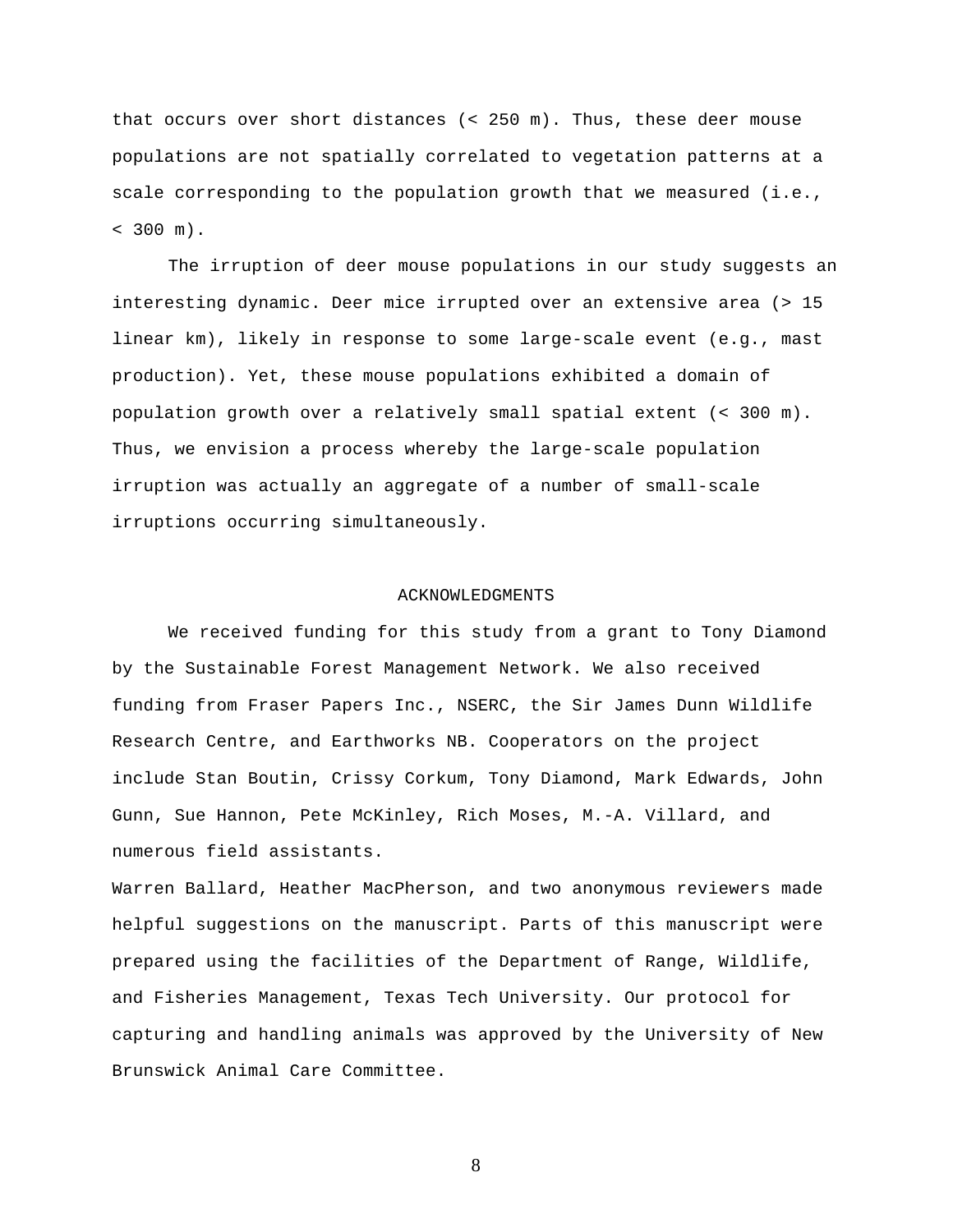that occurs over short distances (< 250 m). Thus, these deer mouse populations are not spatially correlated to vegetation patterns at a scale corresponding to the population growth that we measured (i.e., < 300 m).

The irruption of deer mouse populations in our study suggests an interesting dynamic. Deer mice irrupted over an extensive area (> 15 linear km), likely in response to some large-scale event (e.g., mast production). Yet, these mouse populations exhibited a domain of population growth over a relatively small spatial extent (< 300 m). Thus, we envision a process whereby the large-scale population irruption was actually an aggregate of a number of small-scale irruptions occurring simultaneously.

## ACKNOWLEDGMENTS

We received funding for this study from a grant to Tony Diamond by the Sustainable Forest Management Network. We also received funding from Fraser Papers Inc., NSERC, the Sir James Dunn Wildlife Research Centre, and Earthworks NB. Cooperators on the project include Stan Boutin, Crissy Corkum, Tony Diamond, Mark Edwards, John Gunn, Sue Hannon, Pete McKinley, Rich Moses, M.-A. Villard, and numerous field assistants.

Warren Ballard, Heather MacPherson, and two anonymous reviewers made helpful suggestions on the manuscript. Parts of this manuscript were prepared using the facilities of the Department of Range, Wildlife, and Fisheries Management, Texas Tech University. Our protocol for capturing and handling animals was approved by the University of New Brunswick Animal Care Committee.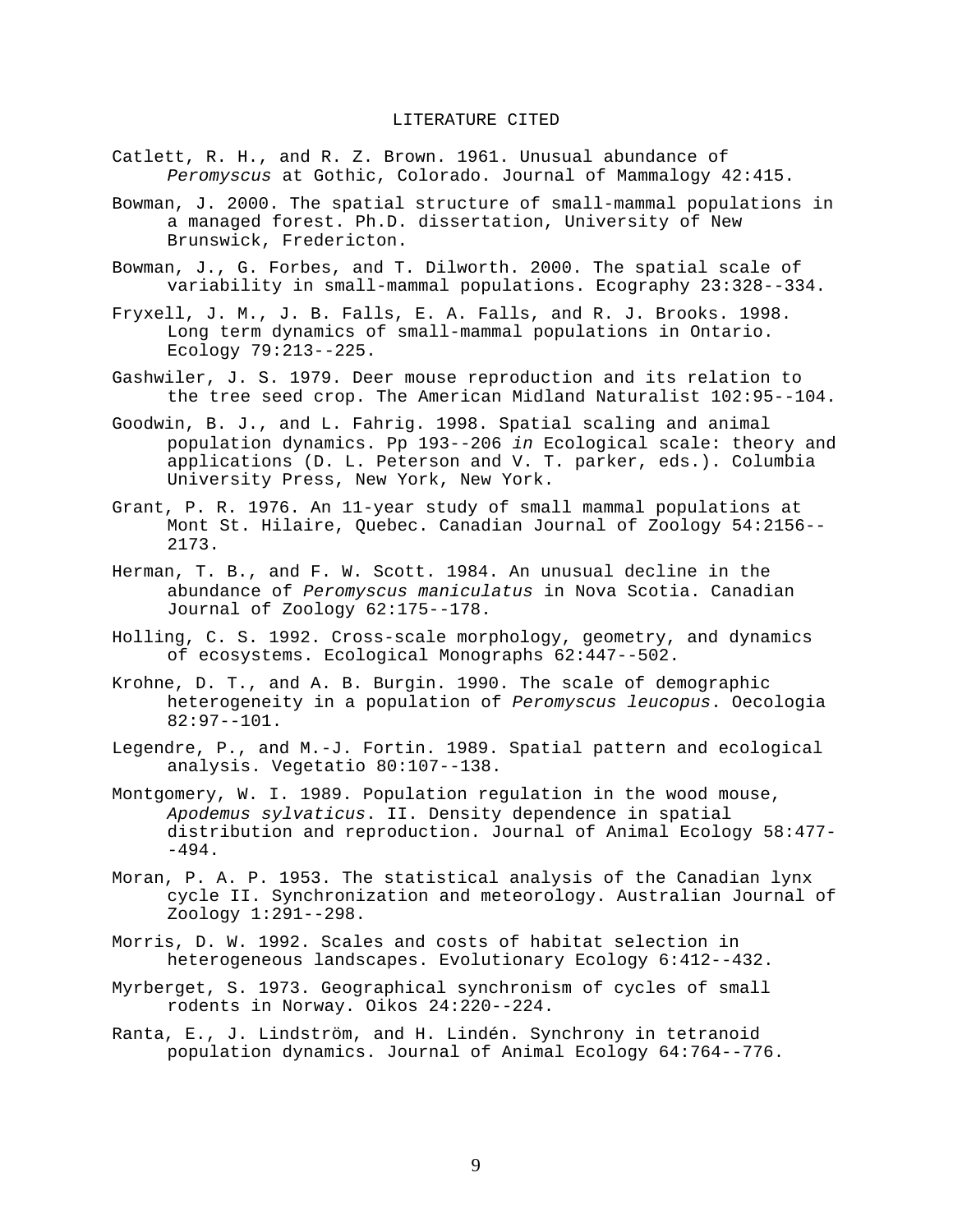# LITERATURE CITED

Catlett, R. H., and R. Z. Brown. 1961. Unusual abundance of *Peromyscus* at Gothic, Colorado. Journal of Mammalogy 42:415.

Bowman, J. 2000. The spatial structure of small-mammal populations in a managed forest. Ph.D. dissertation, University of New Brunswick, Fredericton.

Bowman, J., G. Forbes, and T. Dilworth. 2000. The spatial scale of variability in small-mammal populations. Ecography 23:328--334.

Fryxell, J. M., J. B. Falls, E. A. Falls, and R. J. Brooks. 1998. Long term dynamics of small-mammal populations in Ontario. Ecology 79:213--225.

Gashwiler, J. S. 1979. Deer mouse reproduction and its relation to the tree seed crop. The American Midland Naturalist 102:95--104.

Goodwin, B. J., and L. Fahrig. 1998. Spatial scaling and animal population dynamics. Pp 193--206 *in* Ecological scale: theory and applications (D. L. Peterson and V. T. parker, eds.). Columbia University Press, New York, New York.

Grant, P. R. 1976. An 11-year study of small mammal populations at Mont St. Hilaire, Quebec. Canadian Journal of Zoology 54:2156--2173.

Herman, T. B., and F. W. Scott. 1984. An unusual decline in the abundance of *Peromyscus maniculatus* in Nova Scotia. Canadian Journal of Zoology 62:175--178.

Holling, C. S. 1992. Cross-scale morphology, geometry, and dynamics of ecosystems. Ecological Monographs 62:447--502.

Krohne, D. T., and A. B. Burgin. 1990. The scale of demographic heterogeneity in a population of *Peromyscus leucopus*. Oecologia 82:97--101.

Legendre, P., and M.-J. Fortin. 1989. Spatial pattern and ecological analysis. Vegetatio 80:107--138.

Montgomery, W. I. 1989. Population regulation in the wood mouse, *Apodemus sylvaticus*. II. Density dependence in spatial distribution and reproduction. Journal of Animal Ecology 58:477--494.

Moran, P. A. P. 1953. The statistical analysis of the Canadian lynx cycle II. Synchronization and meteorology. Australian Journal of Zoology 1:291--298.

Morris, D. W. 1992. Scales and costs of habitat selection in heterogeneous landscapes. Evolutionary Ecology 6:412--432.

Myrberget, S. 1973. Geographical synchronism of cycles of small rodents in Norway. Oikos 24:220--224.

Ranta, E., J. Lindström, and H. Lindén. Synchrony in tetranoid population dynamics. Journal of Animal Ecology 64:764--776.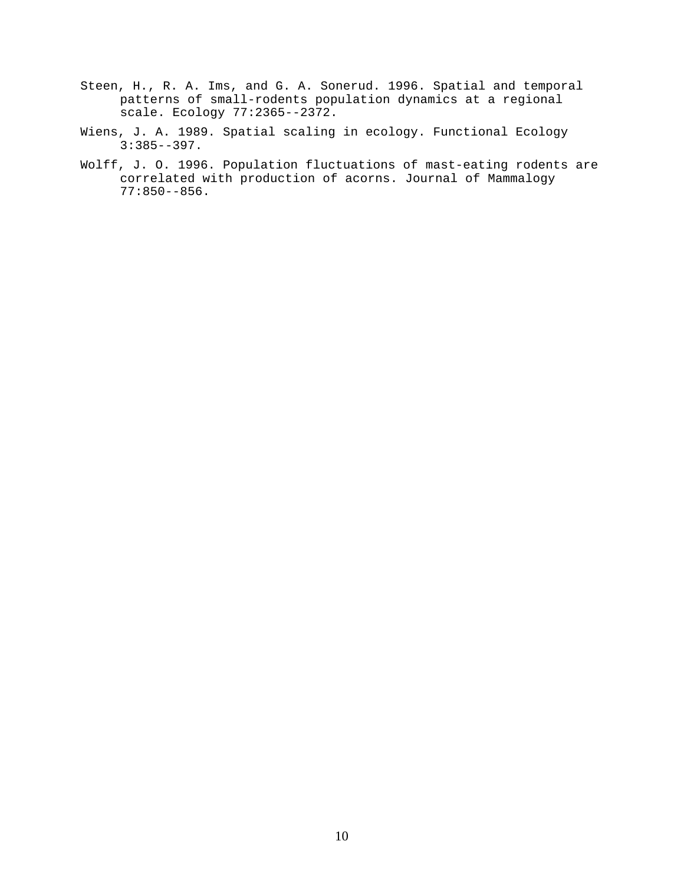Steen, H., R. A. Ims, and G. A. Sonerud. 1996. Spatial and temporal patterns of small-rodents population dynamics at a regional scale. Ecology 77:2365--2372.

Wiens, J. A. 1989. Spatial scaling in ecology. Functional Ecology 3:385--397.

Wolff, J. O. 1996. Population fluctuations of mast-eating rodents are correlated with production of acorns. Journal of Mammalogy 77:850--856.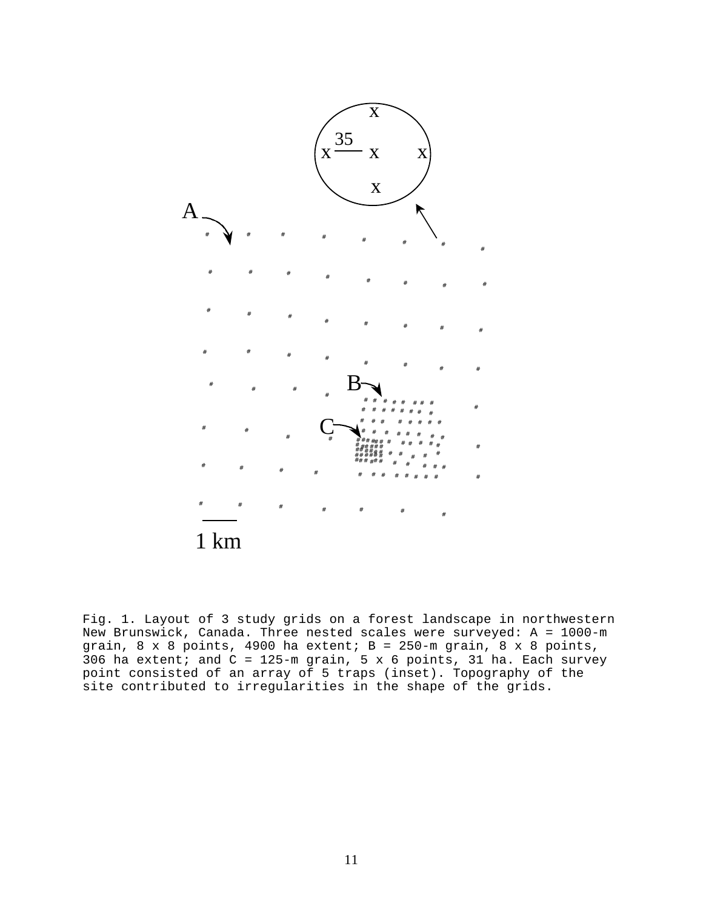Fig. 1. Layout of 3 study grids on a forest landscape in northwestern New Brunswick, Canada. Three nested scales were surveyed: A = 1000-m grain, 8 x 8 points, 4900 ha extent; B = 250-m grain, 8 x 8 points, 306 ha extent; and C = 125-m grain, 5 x 6 points, 31 ha. Each survey point consisted of an array of 5 traps (inset). Topography of the site contributed to irregularities in the shape of the grids.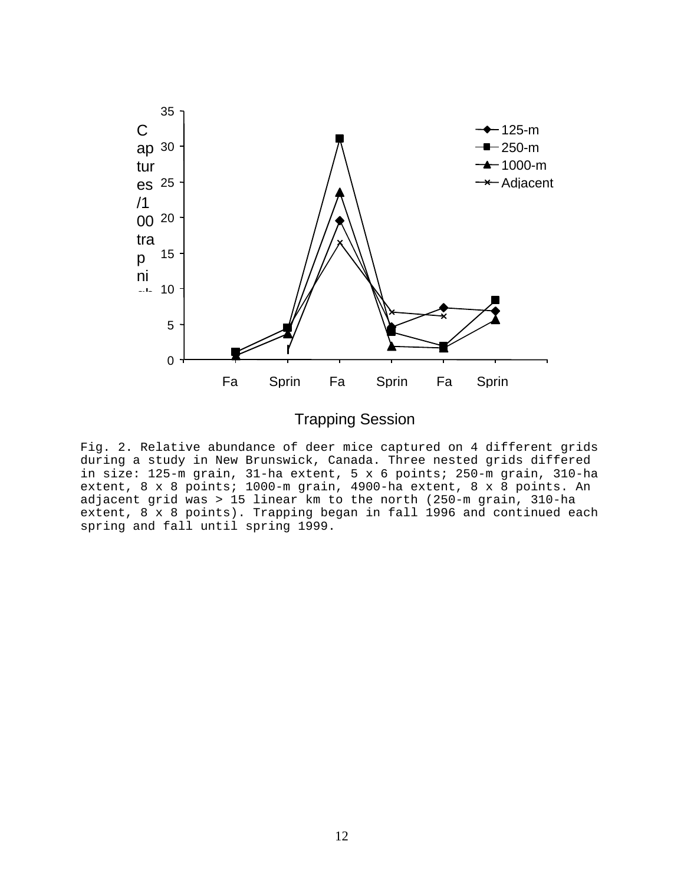Fig. 2. Relative abundance of deer mice captured on 4 different grids during a study in New Brunswick, Canada. Three nested grids differed in size: 125-m grain, 31-ha extent, 5 x 6 points; 250-m grain, 310-ha extent, 8 x 8 points; 1000-m grain, 4900-ha extent, 8 x 8 points. An adjacent grid was > 15 linear km to the north (250-m grain, 310-ha extent, 8 x 8 points). Trapping began in fall 1996 and continued each spring and fall until spring 1999.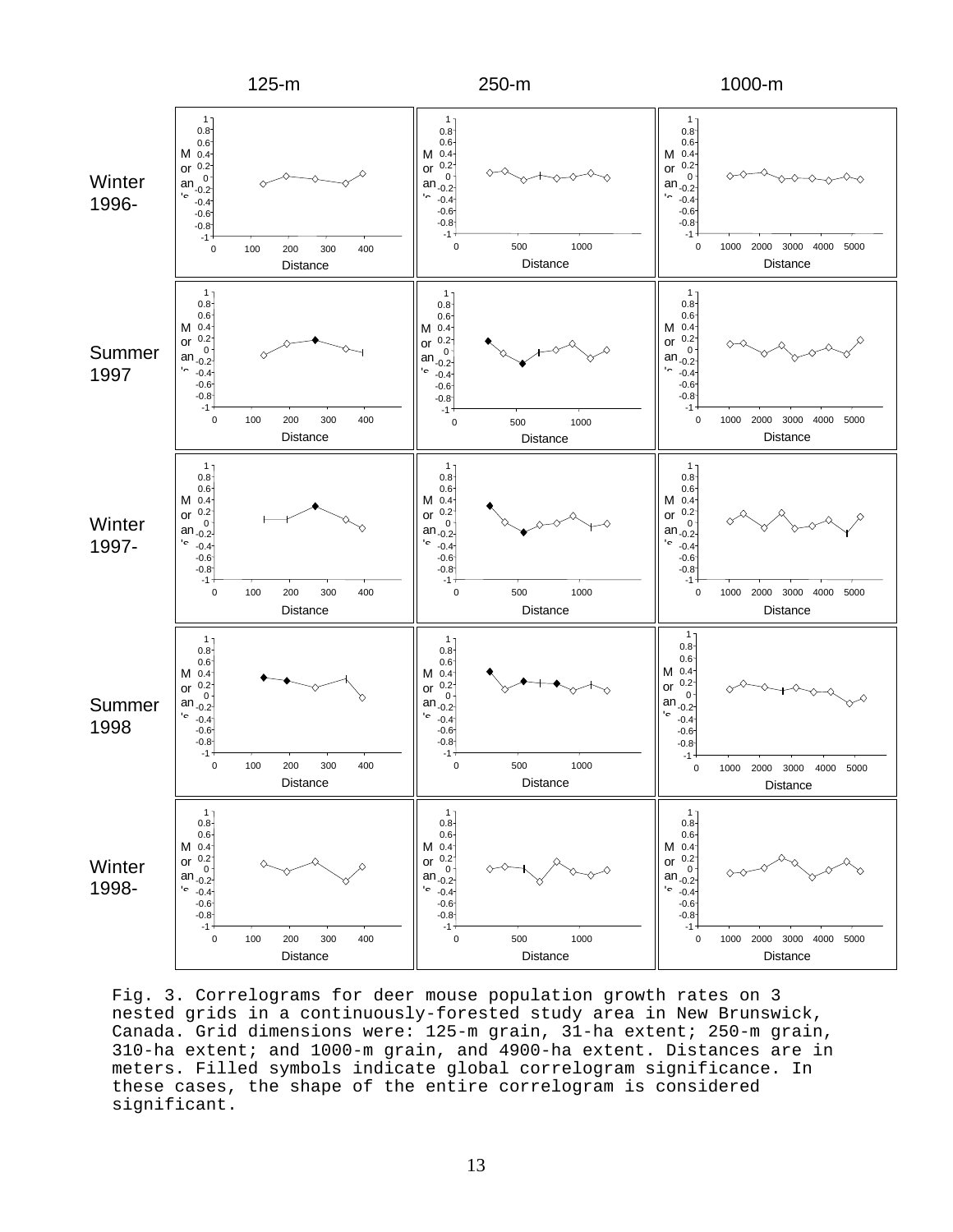125-m

250-m

1000-m

Winter 1996-

Summer 1997

Winter 1997-

Summer 1998

Winter 1998-

Moran's I

Distance

Fig. 3. Correlograms for deer mouse population growth rates on 3 nested grids in a continuously-forested study area in New Brunswick, Canada. Grid dimensions were: 125-m grain, 31-ha extent; 250-m grain, 310-ha extent; and 1000-m grain, and 4900-ha extent. Distances are in meters. Filled symbols indicate global correlogram significance. In these cases, the shape of the entire correlogram is considered significant.